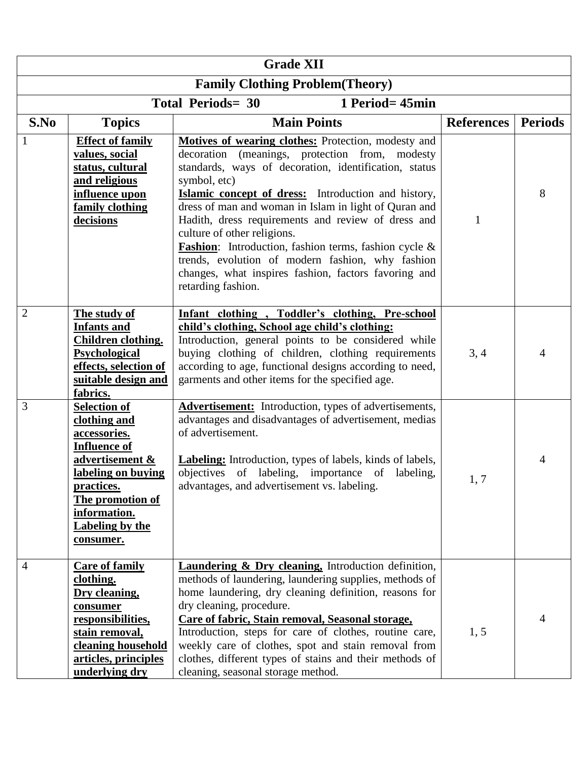| Grade XII | | | | |
|---|---|---|---|---|
| **Family Clothing Problem(Theory)** | | | | |
| **Total Periods= 30 1 Period= 45min** | | | | |
| **S.No** | **Topics** | **Main Points** | **References** | **Periods** |
| 1 | **Effect of family values, social status, cultural and religious influence upon family clothing decisions** | **Motives of wearing clothes:** Protection, modesty and decoration (meanings, protection from, modesty standards, ways of decoration, identification, status symbol, etc) **Islamic concept of dress:** Introduction and history, dress of man and woman in Islam in light of Quran and Hadith, dress requirements and review of dress and culture of other religions. **Fashion**: Introduction, fashion terms, fashion cycle & trends, evolution of modern fashion, why fashion changes, what inspires fashion, factors favoring and retarding fashion. | 1 | 8 |
| 2 | **The study of Infants and Children clothing. Psychological effects, selection of suitable design and fabrics.** | **Infant clothing , Toddler's clothing, Pre-school child's clothing, School age child's clothing:** Introduction, general points to be considered while buying clothing of children, clothing requirements according to age, functional designs according to need, garments and other items for the specified age. | 3, 4 | 4 |
| 3 | **Selection of clothing and accessories. Influence of advertisement & labeling on buying practices. The promotion of information. Labeling by the consumer.** | **Advertisement:** Introduction, types of advertisements, advantages and disadvantages of advertisement, medias of advertisement. **Labeling:** Introduction, types of labels, kinds of labels, objectives of labeling, importance of labeling, advantages, and advertisement vs. labeling. | 1, 7 | 4 |
| 4 | **Care of family clothing. Dry cleaning, consumer responsibilities, stain removal, cleaning household articles, principles underlying dry** | **Laundering & Dry cleaning,** Introduction definition, methods of laundering, laundering supplies, methods of home laundering, dry cleaning definition, reasons for dry cleaning, procedure. **Care of fabric, Stain removal, Seasonal storage,** Introduction, steps for care of clothes, routine care, weekly care of clothes, spot and stain removal from clothes, different types of stains and their methods of cleaning, seasonal storage method. | 1, 5 | 4 |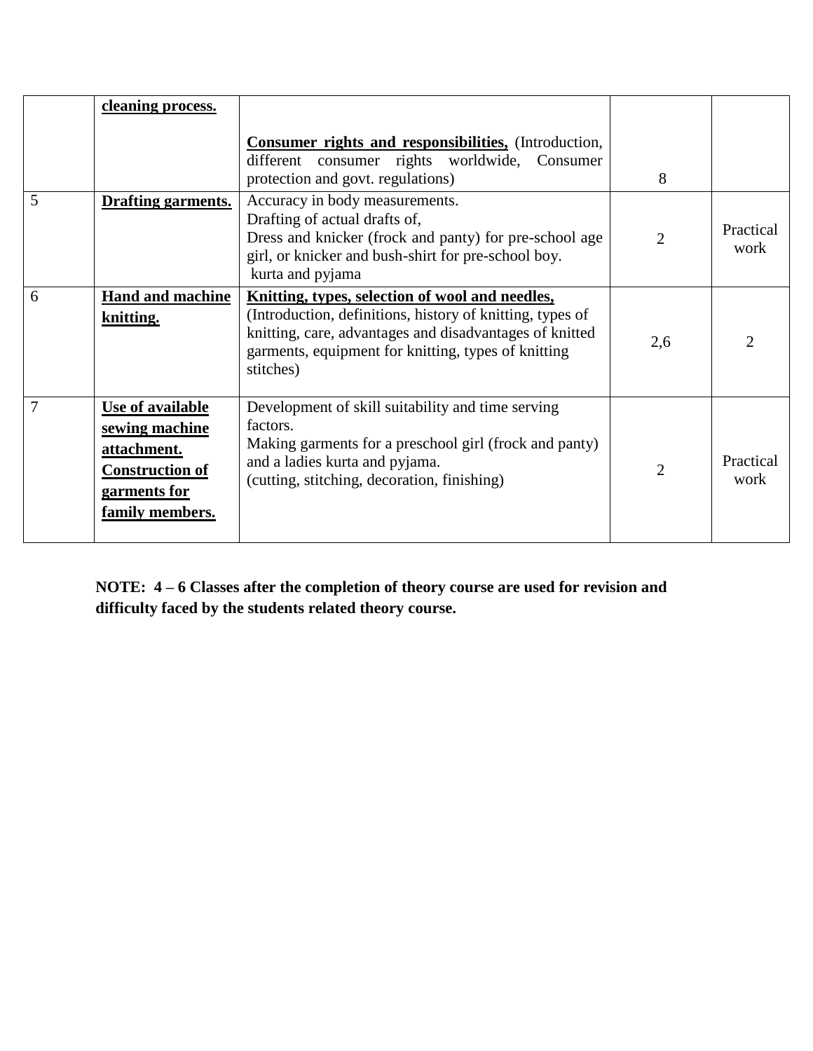| | | | | |
|---|---|---|---|---|
| | **cleaning process.** | **Consumer rights and responsibilities,** (Introduction, different consumer rights worldwide, Consumer protection and govt. regulations) | 8 | |
| 5 | **Drafting garments.** | Accuracy in body measurements.<br>Drafting of actual drafts of,<br>Dress and knicker (frock and panty) for pre-school age girl, or knicker and bush-shirt for pre-school boy.<br>kurta and pyjama | 2 | Practical work |
| 6 | **Hand and machine knitting.** | **Knitting, types, selection of wool and needles,** (Introduction, definitions, history of knitting, types of knitting, care, advantages and disadvantages of knitted garments, equipment for knitting, types of knitting stitches) | 2,6 | 2 |
| 7 | **Use of available sewing machine attachment. Construction of garments for family members.** | Development of skill suitability and time serving factors.<br>Making garments for a preschool girl (frock and panty) and a ladies kurta and pyjama.<br>(cutting, stitching, decoration, finishing) | 2 | Practical work |

**NOTE: 4 – 6 Classes after the completion of theory course are used for revision and difficulty faced by the students related theory course.**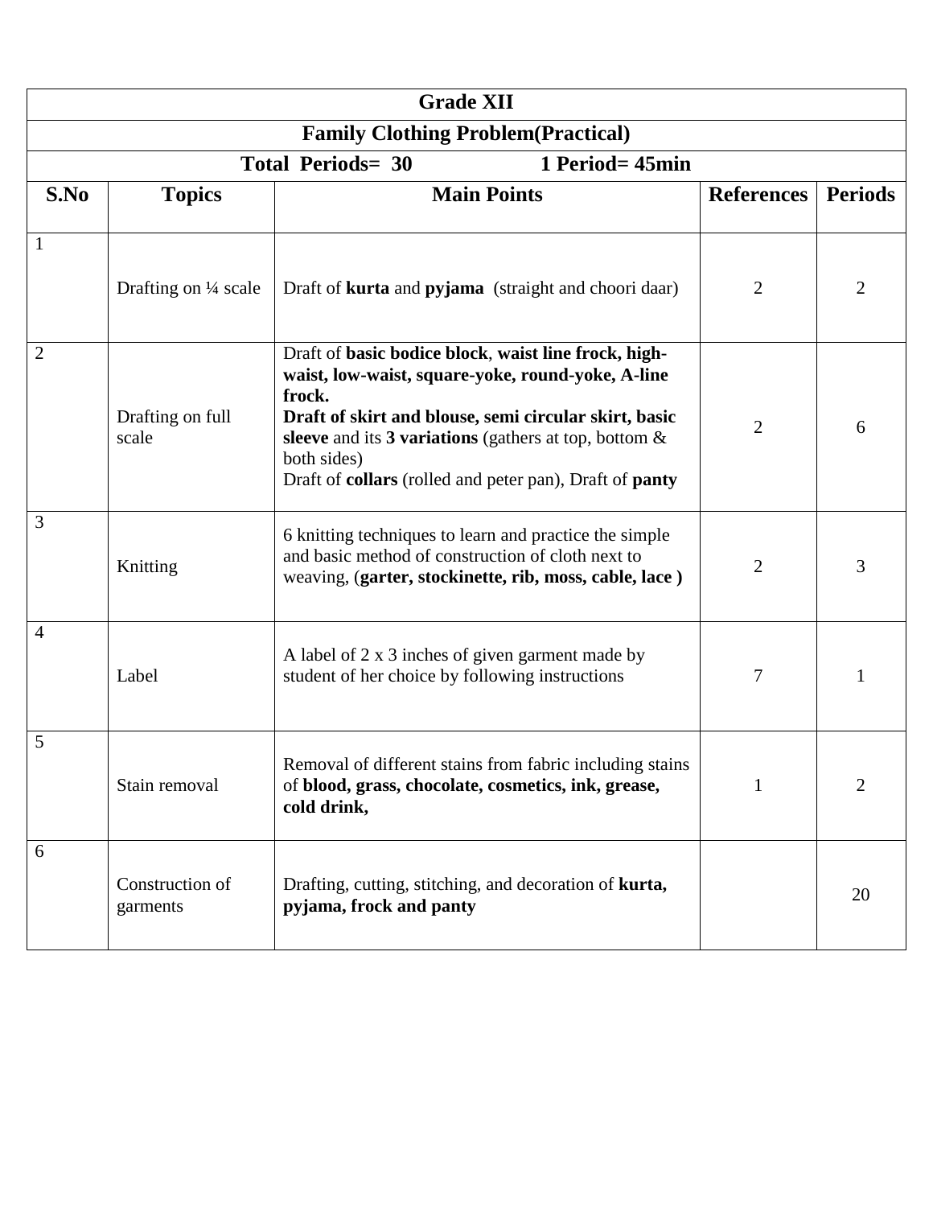| Grade XII | | | | |
|---|---|---|---|---|
| **Family Clothing Problem(Practical)** | | | | |
| **Total Periods= 30 &nbsp;&nbsp;&nbsp;&nbsp;&nbsp;&nbsp;&nbsp;&nbsp; 1 Period= 45min** | | | | |

| S.No | Topics | Main Points | References | Periods |
|---|---|---|---|---|
| 1 | Drafting on ¼ scale | Draft of **kurta** and **pyjama** (straight and choori daar) | 2 | 2 |
| 2 | Drafting on full scale | Draft of **basic bodice block**, **waist line frock, high-waist, low-waist, square-yoke, round-yoke, A-line frock.** **Draft of skirt and blouse, semi circular skirt, basic sleeve** and its **3 variations** (gathers at top, bottom & both sides) Draft of **collars** (rolled and peter pan), Draft of **panty** | 2 | 6 |
| 3 | Knitting | 6 knitting techniques to learn and practice the simple and basic method of construction of cloth next to weaving, (**garter, stockinette, rib, moss, cable, lace )** | 2 | 3 |
| 4 | Label | A label of 2 x 3 inches of given garment made by student of her choice by following instructions | 7 | 1 |
| 5 | Stain removal | Removal of different stains from fabric including stains of **blood, grass, chocolate, cosmetics, ink, grease, cold drink,** | 1 | 2 |
| 6 | Construction of garments | Drafting, cutting, stitching, and decoration of **kurta, pyjama, frock and panty** | | 20 |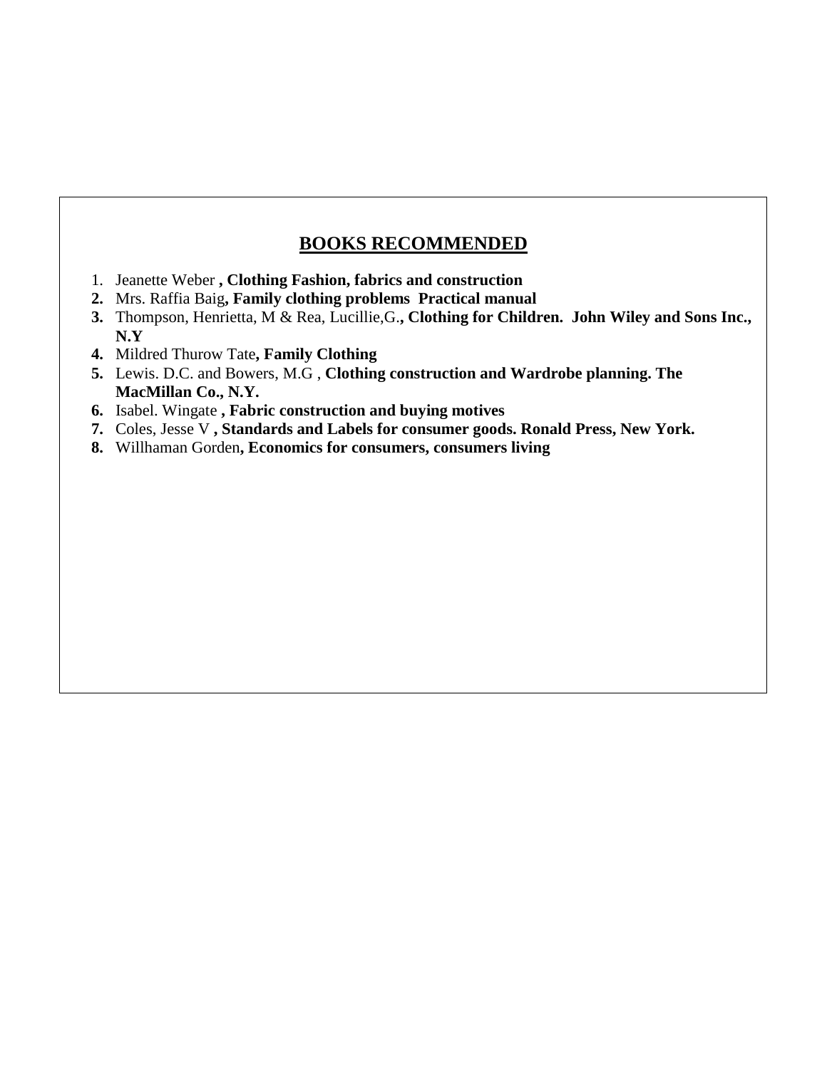## BOOKS RECOMMENDED

1. Jeanette Weber **, Clothing Fashion, fabrics and construction**
2. Mrs. Raffia Baig**, Family clothing problems Practical manual**
3. Thompson, Henrietta, M & Rea, Lucillie,G.**, Clothing for Children. John Wiley and Sons Inc., N.Y**
4. Mildred Thurow Tate**, Family Clothing**
5. Lewis. D.C. and Bowers, M.G , **Clothing construction and Wardrobe planning. The MacMillan Co., N.Y.**
6. Isabel. Wingate **, Fabric construction and buying motives**
7. Coles, Jesse V **, Standards and Labels for consumer goods. Ronald Press, New York.**
8. Willhaman Gorden**, Economics for consumers, consumers living**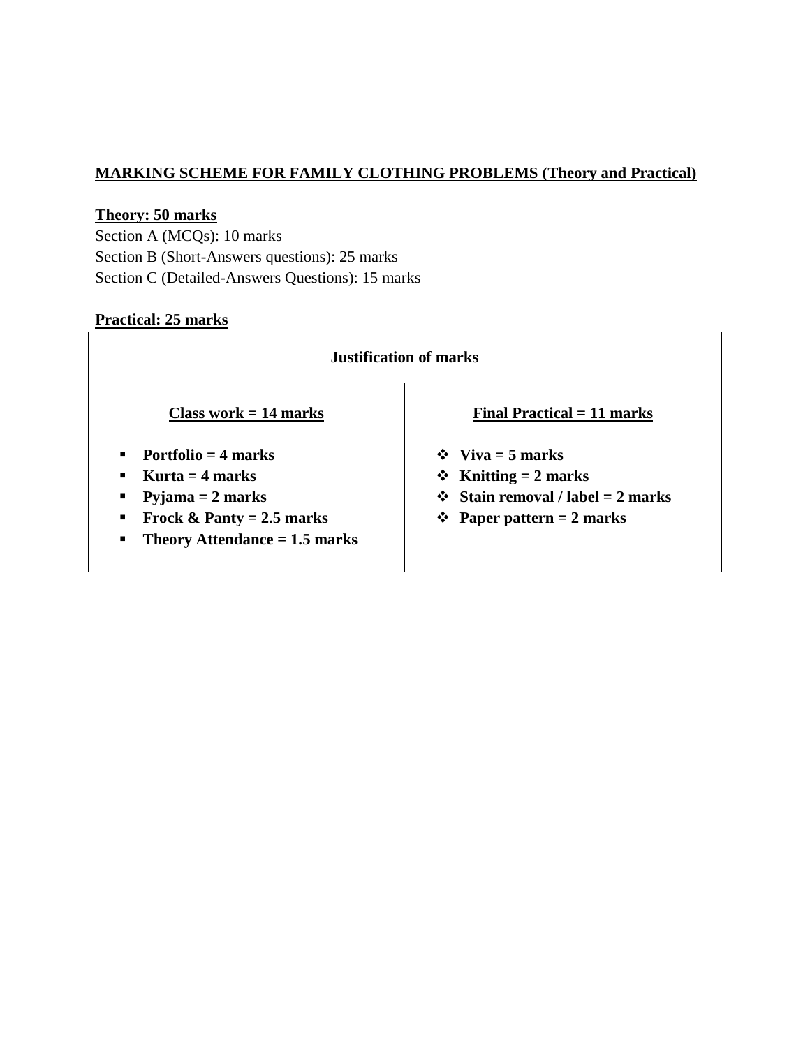**MARKING SCHEME FOR FAMILY CLOTHING PROBLEMS (Theory and Practical)**

**Theory: 50 marks**

Section A (MCQs): 10 marks
Section B (Short-Answers questions): 25 marks
Section C (Detailed-Answers Questions): 15 marks

**Practical: 25 marks**

| Justification of marks | |
|---|---|
| **Class work = 14 marks**<br>▪ **Portfolio = 4 marks**<br>▪ **Kurta = 4 marks**<br>▪ **Pyjama = 2 marks**<br>▪ **Frock & Panty = 2.5 marks**<br>▪ **Theory Attendance = 1.5 marks** | **Final Practical = 11 marks**<br>❖ **Viva = 5 marks**<br>❖ **Knitting = 2 marks**<br>❖ **Stain removal / label = 2 marks**<br>❖ **Paper pattern = 2 marks** |